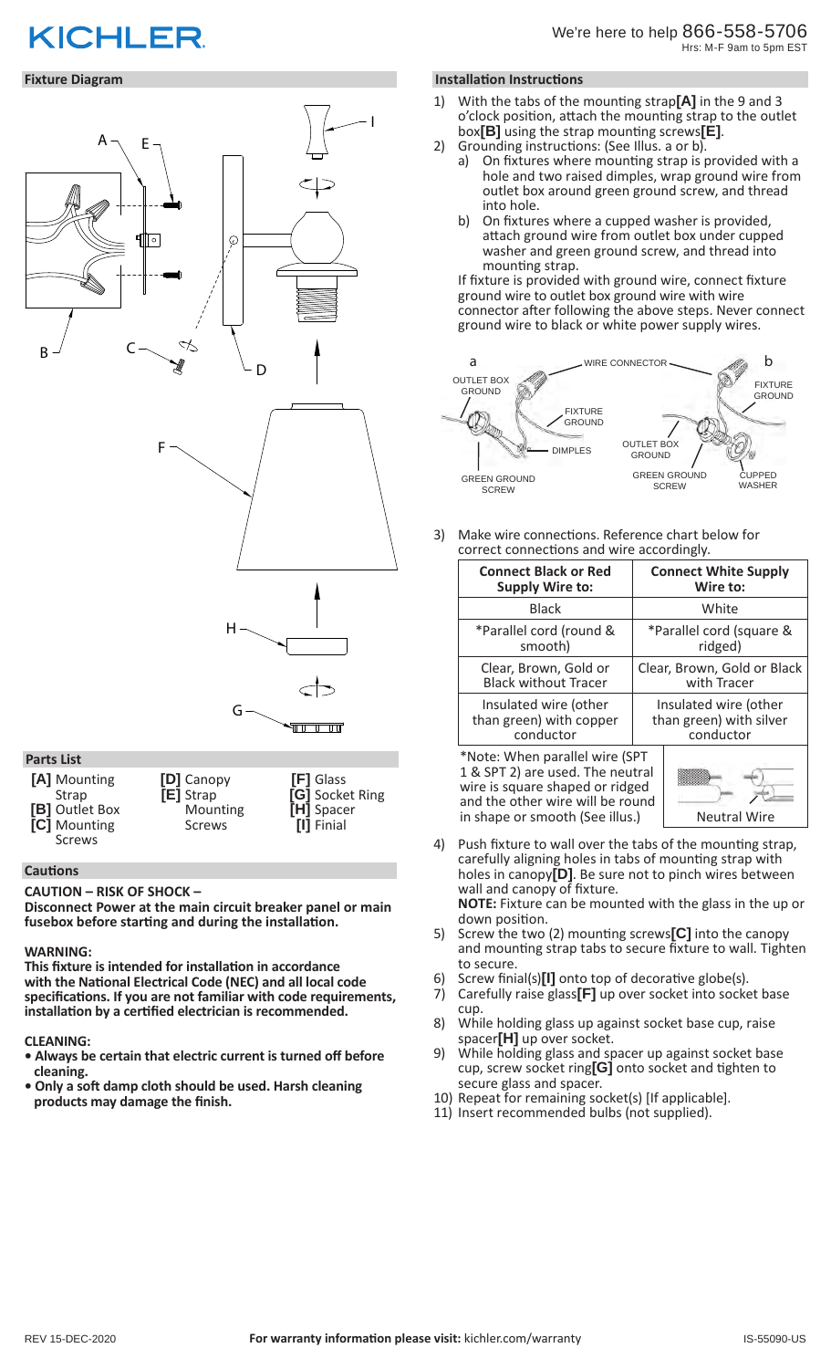KICHLER

We're here to help 866-558-5706
Hrs: M-F 9am to 5pm EST

## Fixture Diagram

## Parts List

- **[A]** Mounting Strap
- **[B]** Outlet Box
- **[C]** Mounting Screws
- **[D]** Canopy
- **[E]** Strap Mounting Screws
- **[F]** Glass
- **[G]** Socket Ring
- **[H]** Spacer
- **[I]** Finial

## Cautions

**CAUTION – RISK OF SHOCK –**
**Disconnect Power at the main circuit breaker panel or main fusebox before starting and during the installation.**

**WARNING:**
**This fixture is intended for installation in accordance with the National Electrical Code (NEC) and all local code specifications. If you are not familiar with code requirements, installation by a certified electrician is recommended.**

**CLEANING:**
- **Always be certain that electric current is turned off before cleaning.**
- **Only a soft damp cloth should be used. Harsh cleaning products may damage the finish.**

## Installation Instructions

1) With the tabs of the mounting strap**[A]** in the 9 and 3 o'clock position, attach the mounting strap to the outlet box**[B]** using the strap mounting screws**[E]**.
2) Grounding instructions: (See Illus. a or b).
   a) On fixtures where mounting strap is provided with a hole and two raised dimples, wrap ground wire from outlet box around green ground screw, and thread into hole.
   b) On fixtures where a cupped washer is provided, attach ground wire from outlet box under cupped washer and green ground screw, and thread into mounting strap.

   If fixture is provided with ground wire, connect fixture ground wire to outlet box ground wire with wire connector after following the above steps. Never connect ground wire to black or white power supply wires.

3) Make wire connections. Reference chart below for correct connections and wire accordingly.

| Connect Black or Red Supply Wire to: | Connect White Supply Wire to: |
|---|---|
| Black | White |
| *Parallel cord (round & smooth) | *Parallel cord (square & ridged) |
| Clear, Brown, Gold or Black without Tracer | Clear, Brown, Gold or Black with Tracer |
| Insulated wire (other than green) with copper conductor | Insulated wire (other than green) with silver conductor |

*Note: When parallel wire (SPT 1 & SPT 2) are used. The neutral wire is square shaped or ridged and the other wire will be round in shape or smooth (See illus.)

Neutral Wire

4) Push fixture to wall over the tabs of the mounting strap, carefully aligning holes in tabs of mounting strap with holes in canopy**[D]**. Be sure not to pinch wires between wall and canopy of fixture.
   **NOTE:** Fixture can be mounted with the glass in the up or down position.
5) Screw the two (2) mounting screws**[C]** into the canopy and mounting strap tabs to secure fixture to wall. Tighten to secure.
6) Screw finial(s)**[I]** onto top of decorative globe(s).
7) Carefully raise glass**[F]** up over socket into socket base cup.
8) While holding glass up against socket base cup, raise spacer**[H]** up over socket.
9) While holding glass and spacer up against socket base cup, screw socket ring**[G]** onto socket and tighten to secure glass and spacer.
10) Repeat for remaining socket(s) [If applicable].
11) Insert recommended bulbs (not supplied).

REV 15-DEC-2020 **For warranty information please visit:** kichler.com/warranty IS-55090-US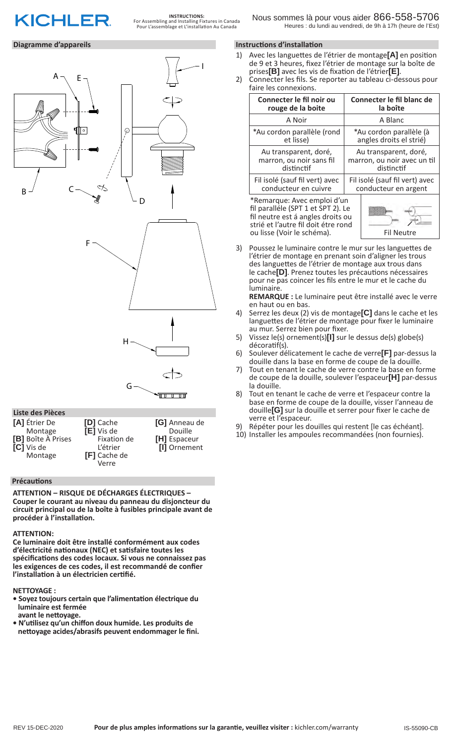## Diagramme d'appareils

A E I B C D F H G

### Liste des Pièces

**[A]** Étrier De Montage
**[B]** Boîte À Prises
**[C]** Vis de Montage
**[D]** Cache
**[E]** Vis de Fixation de L'étrier
**[F]** Cache de Verre
**[G]** Anneau de Douille
**[H]** Espaceur
**[I]** Ornement

### Précautions

**ATTENTION – RISQUE DE DÉCHARGES ÉLECTRIQUES – Couper le courant au niveau du panneau du disjoncteur du circuit principal ou de la boîte à fusibles principale avant de procéder à l'installation.**

**ATTENTION:**

**Ce luminaire doit être installé conformément aux codes d'électricité nationaux (NEC) et satisfaire toutes les spécifications des codes locaux. Si vous ne connaissez pas les exigences de ces codes, il est recommandé de confier l'installation à un électricien certifié.**

**NETTOYAGE :**

- **Soyez toujours certain que l'alimentation électrique du luminaire est fermée avant le nettoyage.**
- **N'utilisez qu'un chiffon doux humide. Les produits de nettoyage acides/abrasifs peuvent endommager le fini.**

### Instructions d'installation

1) Avec les languettes de l'étrier de montage**[A]** en position de 9 et 3 heures, fixez l'étrier de montage sur la boîte de prises**[B]** avec les vis de fixation de l'étrier**[E]**.
2) Connecter les fils. Se reporter au tableau ci-dessous pour faire les connexions.

| Connecter le fil noir ou rouge de la boite | Connecter le fil blanc de la boîte |
| --- | --- |
| A Noir | A Blanc |
| *Au cordon parallèle (rond et lisse) | *Au cordon parallèle (à angles droits el strié) |
| Au transparent, doré, marron, ou noir sans fil distinctif | Au transparent, doré, marron, ou noir avec un fil distinctif |
| Fil isolé (sauf fil vert) avec conducteur en cuivre | Fil isolé (sauf fil vert) avec conducteur en argent |

*Remarque: Avec emploi d'un fil paralléle (SPT 1 et SPT 2). Le fil neutre est á angles droits ou strié et l'autre fil doit étre rond ou lisse (Voir le schéma).

Fil Neutre

3) Poussez le luminaire contre le mur sur les languettes de l'étrier de montage en prenant soin d'aligner les trous des languettes de l'étrier de montage aux trous dans le cache**[D]**. Prenez toutes les précautions nécessaires pour ne pas coincer les fils entre le mur et le cache du luminaire.
   **REMARQUE :** Le luminaire peut être installé avec le verre en haut ou en bas.
4) Serrez les deux (2) vis de montage**[C]** dans le cache et les languettes de l'étrier de montage pour fixer le luminaire au mur. Serrez bien pour fixer.
5) Vissez le(s) ornement(s)**[I]** sur le dessus de(s) globe(s) décoratif(s).
6) Soulever délicatement le cache de verre**[F]** par-dessus la douille dans la base en forme de coupe de la douille.
7) Tout en tenant le cache de verre contre la base en forme de coupe de la douille, soulever l'espaceur**[H]** par-dessus la douille.
8) Tout en tenant le cache de verre et l'espaceur contre la base en forme de coupe de la douille, visser l'anneau de douille**[G]** sur la douille et serrer pour fixer le cache de verre et l'espaceur.
9) Répéter pour les douilles qui restent [le cas échéant].
10) Installer les ampoules recommandées (non fournies).

REV 15-DEC-2020 **Pour de plus amples informations sur la garantie, veuillez visiter :** kichler.com/warranty IS-55090-CB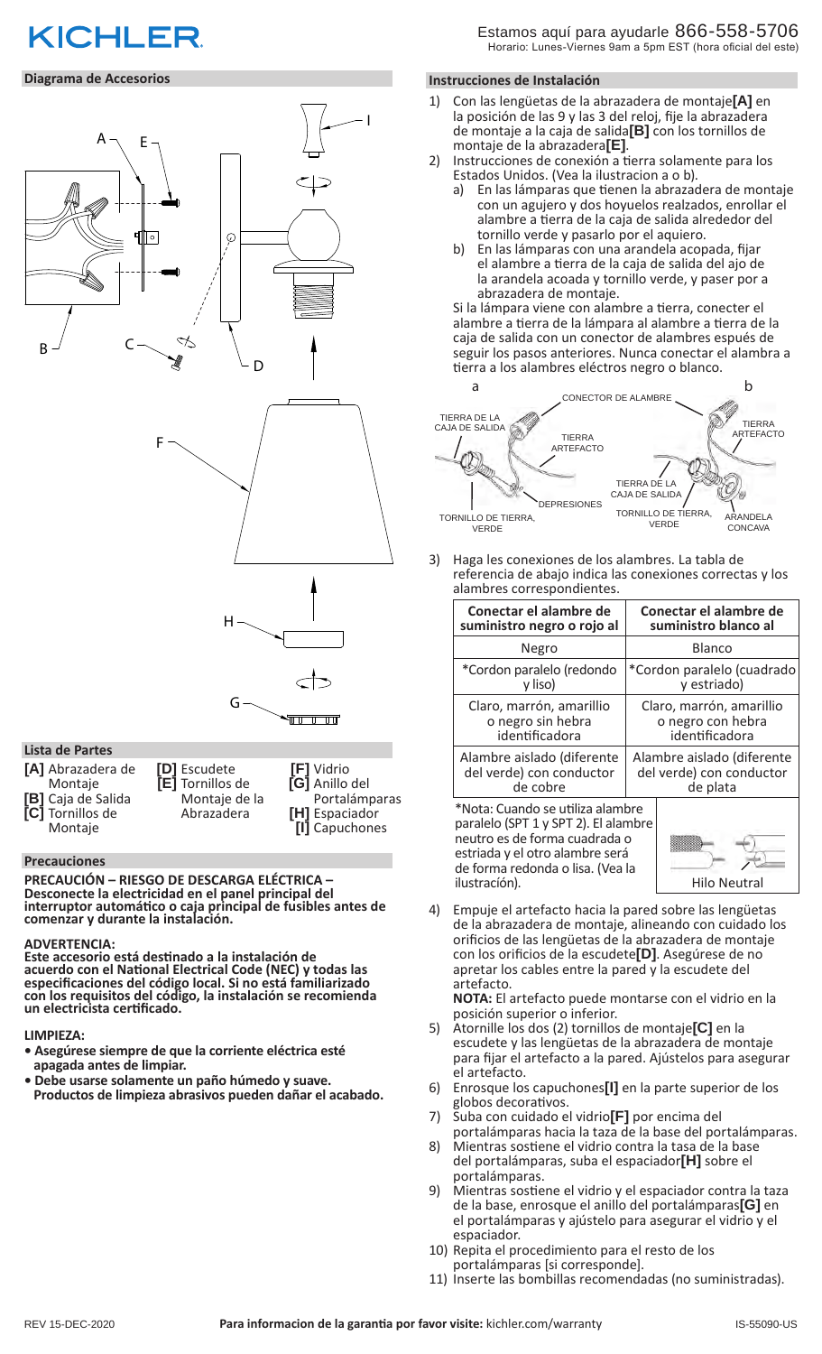# KICHLER

Estamos aquí para ayudarle 866-558-5706
Horario: Lunes-Viernes 9am a 5pm EST (hora oficial del este)

## Diagrama de Accesorios

A
E
I
B
C
D
F
H
G

## Lista de Partes

**[A]** Abrazadera de Montaje
**[B]** Caja de Salida
**[C]** Tornillos de Montaje
**[D]** Escudete
**[E]** Tornillos de Montaje de la Abrazadera
**[F]** Vidrio
**[G]** Anillo del Portalámparas
**[H]** Espaciador
**[I]** Capuchones

## Precauciones

**PRECAUCIÓN – RIESGO DE DESCARGA ELÉCTRICA – Desconecte la electricidad en el panel principal del interruptor automático o caja principal de fusibles antes de comenzar y durante la instalación.**

**ADVERTENCIA:**
**Este accesorio está destinado a la instalación de acuerdo con el National Electrical Code (NEC) y todas las especificaciones del código local. Si no está familiarizado con los requisitos del código, la instalación se recomienda un electricista certificado.**

**LIMPIEZA:**
- **Asegúrese siempre de que la corriente eléctrica esté apagada antes de limpiar.**
- **Debe usarse solamente un paño húmedo y suave. Productos de limpieza abrasivos pueden dañar el acabado.**

## Instrucciones de Instalación

1) Con las lengüetas de la abrazadera de montaje**[A]** en la posición de las 9 y las 3 del reloj, fije la abrazadera de montaje a la caja de salida**[B]** con los tornillos de montaje de la abrazadera**[E]**.
2) Instrucciones de conexión a tierra solamente para los Estados Unidos. (Vea la ilustracion a o b).
   a) En las lámparas que tienen la abrazadera de montaje con un agujero y dos hoyuelos realzados, enrollar el alambre a tierra de la caja de salida alrededor del tornillo verde y pasarlo por el aquiero.
   b) En las lámparas con una arandela acopada, fijar el alambre a tierra de la caja de salida del ajo de la arandela acoada y tornillo verde, y paser por a abrazadera de montaje.

   Si la lámpara viene con alambre a tierra, conecter el alambre a tierra de la lámpara al alambre a tierra de la caja de salida con un conector de alambres espués de seguir los pasos anteriores. Nunca conectar el alambra a tierra a los alambres eléctros negro o blanco.

a
b
CONECTOR DE ALAMBRE
TIERRA DE LA CAJA DE SALIDA
TIERRA ARTEFACTO
DEPRESIONES
TORNILLO DE TIERRA, VERDE
TIERRA ARTEFACTO
TIERRA DE LA CAJA DE SALIDA
TORNILLO DE TIERRA, VERDE
ARANDELA CONCAVA

3) Haga les conexiones de los alambres. La tabla de referencia de abajo indica las conexiones correctas y los alambres correspondientes.

| Conectar el alambre de suministro negro o rojo al | Conectar el alambre de suministro blanco al |
|---|---|
| Negro | Blanco |
| *Cordon paralelo (redondo y liso) | *Cordon paralelo (cuadrado y estriado) |
| Claro, marrón, amarillio o negro sin hebra identificadora | Claro, marrón, amarillio o negro con hebra identificadora |
| Alambre aislado (diferente del verde) con conductor de cobre | Alambre aislado (diferente del verde) con conductor de plata |

*Nota: Cuando se utiliza alambre paralelo (SPT 1 y SPT 2). El alambre neutro es de forma cuadrada o estriada y el otro alambre será de forma redonda o lisa. (Vea la ilustracíón).

Hilo Neutral

4) Empuje el artefacto hacia la pared sobre las lengüetas de la abrazadera de montaje, alineando con cuidado los orificios de las lengüetas de la abrazadera de montaje con los orificios de la escudete**[D]**. Asegúrese de no apretar los cables entre la pared y la escudete del artefacto.
   **NOTA:** El artefacto puede montarse con el vidrio en la posición superior o inferior.
5) Atornille los dos (2) tornillos de montaje**[C]** en la escudete y las lengüetas de la abrazadera de montaje para fijar el artefacto a la pared. Ajústelos para asegurar el artefacto.
6) Enrosque los capuchones**[I]** en la parte superior de los globos decorativos.
7) Suba con cuidado el vidrio**[F]** por encima del portalámparas hacia la taza de la base del portalámparas.
8) Mientras sostiene el vidrio contra la tasa de la base del portalámparas, suba el espaciador**[H]** sobre el portalámparas.
9) Mientras sostiene el vidrio y el espaciador contra la taza de la base, enrosque el anillo del portalámparas**[G]** en el portalámparas y ajústelo para asegurar el vidrio y el espaciador.
10) Repita el procedimiento para el resto de los portalámparas [si corresponde].
11) Inserte las bombillas recomendadas (no suministradas).

REV 15-DEC-2020 **Para informacion de la garantía por favor visite:** kichler.com/warranty IS-55090-US